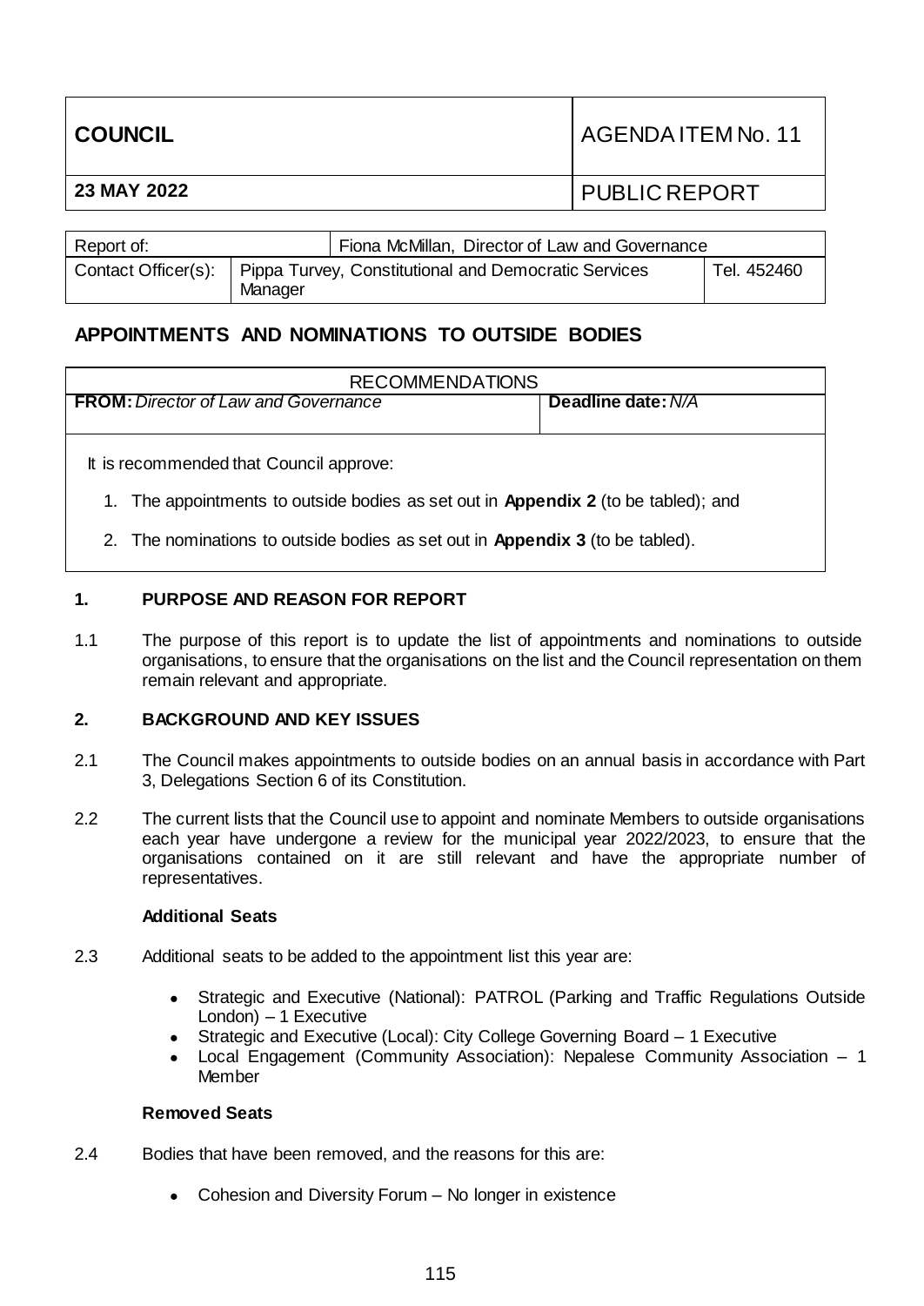| COUNCIL | AGENDA ITEM No. 11 |
| --- | --- |
| 23 MAY 2022 | PUBLIC REPORT |

| Report of: | Fiona McMillan, Director of Law and Governance | |
| --- | --- | --- |
| Contact Officer(s): | Pippa Turvey, Constitutional and Democratic Services Manager | Tel. 452460 |

## APPOINTMENTS AND NOMINATIONS TO OUTSIDE BODIES

| RECOMMENDATIONS | |
| --- | --- |
| **FROM:** *Director of Law and Governance* | **Deadline date:** *N/A* |

It is recommended that Council approve:

1. The appointments to outside bodies as set out in **Appendix 2** (to be tabled); and
2. The nominations to outside bodies as set out in **Appendix 3** (to be tabled).

### 1. PURPOSE AND REASON FOR REPORT

1.1 The purpose of this report is to update the list of appointments and nominations to outside organisations, to ensure that the organisations on the list and the Council representation on them remain relevant and appropriate.

### 2. BACKGROUND AND KEY ISSUES

2.1 The Council makes appointments to outside bodies on an annual basis in accordance with Part 3, Delegations Section 6 of its Constitution.

2.2 The current lists that the Council use to appoint and nominate Members to outside organisations each year have undergone a review for the municipal year 2022/2023, to ensure that the organisations contained on it are still relevant and have the appropriate number of representatives.

**Additional Seats**

2.3 Additional seats to be added to the appointment list this year are:

- Strategic and Executive (National): PATROL (Parking and Traffic Regulations Outside London) – 1 Executive
- Strategic and Executive (Local): City College Governing Board – 1 Executive
- Local Engagement (Community Association): Nepalese Community Association – 1 Member

**Removed Seats**

2.4 Bodies that have been removed, and the reasons for this are:

- Cohesion and Diversity Forum – No longer in existence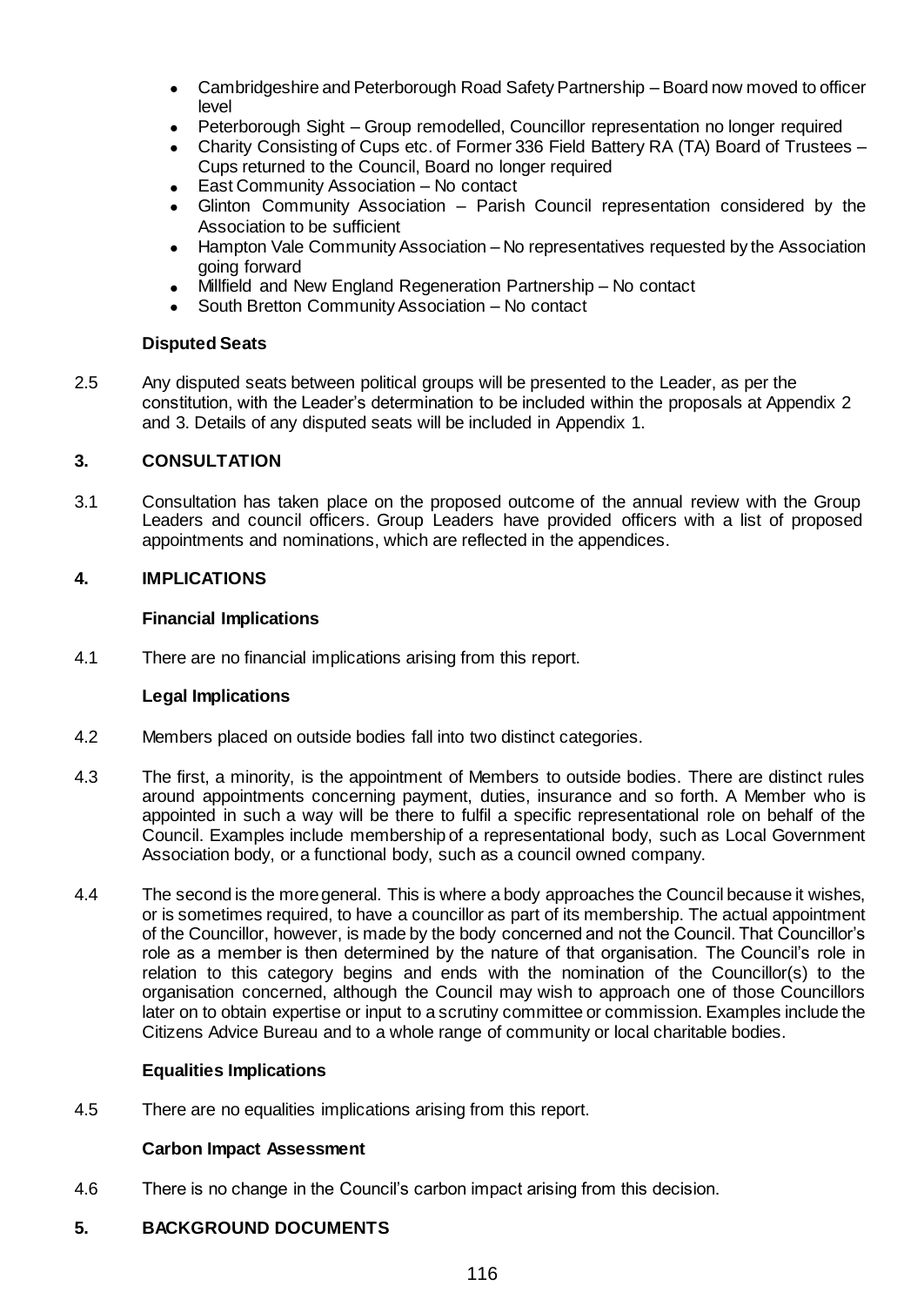- Cambridgeshire and Peterborough Road Safety Partnership – Board now moved to officer level
- Peterborough Sight – Group remodelled, Councillor representation no longer required
- Charity Consisting of Cups etc. of Former 336 Field Battery RA (TA) Board of Trustees – Cups returned to the Council, Board no longer required
- East Community Association – No contact
- Glinton Community Association – Parish Council representation considered by the Association to be sufficient
- Hampton Vale Community Association – No representatives requested by the Association going forward
- Millfield and New England Regeneration Partnership – No contact
- South Bretton Community Association – No contact

**Disputed Seats**

2.5 Any disputed seats between political groups will be presented to the Leader, as per the constitution, with the Leader's determination to be included within the proposals at Appendix 2 and 3. Details of any disputed seats will be included in Appendix 1.

## 3. CONSULTATION

3.1 Consultation has taken place on the proposed outcome of the annual review with the Group Leaders and council officers. Group Leaders have provided officers with a list of proposed appointments and nominations, which are reflected in the appendices.

## 4. IMPLICATIONS

**Financial Implications**

4.1 There are no financial implications arising from this report.

**Legal Implications**

4.2 Members placed on outside bodies fall into two distinct categories.

4.3 The first, a minority, is the appointment of Members to outside bodies. There are distinct rules around appointments concerning payment, duties, insurance and so forth. A Member who is appointed in such a way will be there to fulfil a specific representational role on behalf of the Council. Examples include membership of a representational body, such as Local Government Association body, or a functional body, such as a council owned company.

4.4 The second is the more general. This is where a body approaches the Council because it wishes, or is sometimes required, to have a councillor as part of its membership. The actual appointment of the Councillor, however, is made by the body concerned and not the Council. That Councillor's role as a member is then determined by the nature of that organisation. The Council's role in relation to this category begins and ends with the nomination of the Councillor(s) to the organisation concerned, although the Council may wish to approach one of those Councillors later on to obtain expertise or input to a scrutiny committee or commission. Examples include the Citizens Advice Bureau and to a whole range of community or local charitable bodies.

**Equalities Implications**

4.5 There are no equalities implications arising from this report.

**Carbon Impact Assessment**

4.6 There is no change in the Council's carbon impact arising from this decision.

## 5. BACKGROUND DOCUMENTS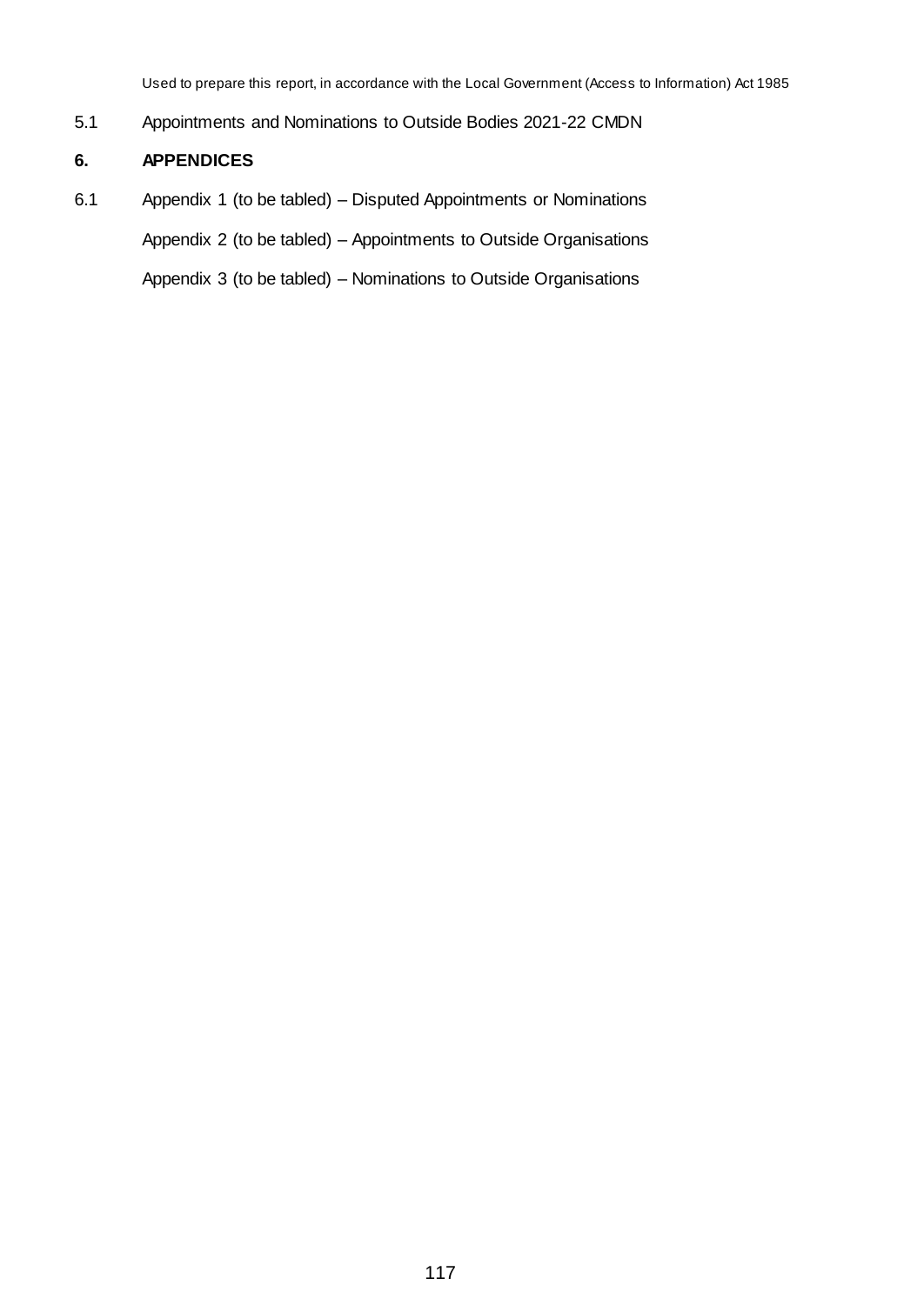Used to prepare this report, in accordance with the Local Government (Access to Information) Act 1985

5.1 Appointments and Nominations to Outside Bodies 2021-22 CMDN

## 6. APPENDICES

6.1 Appendix 1 (to be tabled) – Disputed Appointments or Nominations

Appendix 2 (to be tabled) – Appointments to Outside Organisations

Appendix 3 (to be tabled) – Nominations to Outside Organisations